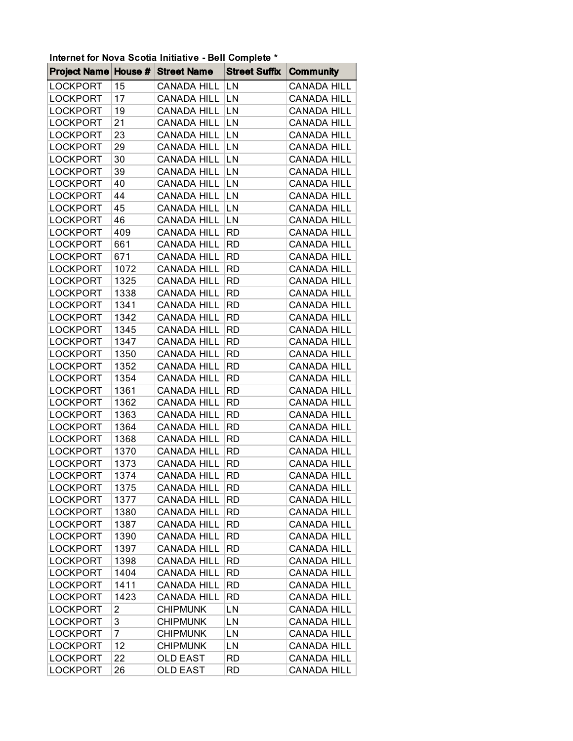**Internet for Nova Scotia Initiative - Bell Complete ***

| Project Name | House # | Street Name | Street Suffix | Community |
|---|---|---|---|---|
| LOCKPORT | 15 | CANADA HILL | LN | CANADA HILL |
| LOCKPORT | 17 | CANADA HILL | LN | CANADA HILL |
| LOCKPORT | 19 | CANADA HILL | LN | CANADA HILL |
| LOCKPORT | 21 | CANADA HILL | LN | CANADA HILL |
| LOCKPORT | 23 | CANADA HILL | LN | CANADA HILL |
| LOCKPORT | 29 | CANADA HILL | LN | CANADA HILL |
| LOCKPORT | 30 | CANADA HILL | LN | CANADA HILL |
| LOCKPORT | 39 | CANADA HILL | LN | CANADA HILL |
| LOCKPORT | 40 | CANADA HILL | LN | CANADA HILL |
| LOCKPORT | 44 | CANADA HILL | LN | CANADA HILL |
| LOCKPORT | 45 | CANADA HILL | LN | CANADA HILL |
| LOCKPORT | 46 | CANADA HILL | LN | CANADA HILL |
| LOCKPORT | 409 | CANADA HILL | RD | CANADA HILL |
| LOCKPORT | 661 | CANADA HILL | RD | CANADA HILL |
| LOCKPORT | 671 | CANADA HILL | RD | CANADA HILL |
| LOCKPORT | 1072 | CANADA HILL | RD | CANADA HILL |
| LOCKPORT | 1325 | CANADA HILL | RD | CANADA HILL |
| LOCKPORT | 1338 | CANADA HILL | RD | CANADA HILL |
| LOCKPORT | 1341 | CANADA HILL | RD | CANADA HILL |
| LOCKPORT | 1342 | CANADA HILL | RD | CANADA HILL |
| LOCKPORT | 1345 | CANADA HILL | RD | CANADA HILL |
| LOCKPORT | 1347 | CANADA HILL | RD | CANADA HILL |
| LOCKPORT | 1350 | CANADA HILL | RD | CANADA HILL |
| LOCKPORT | 1352 | CANADA HILL | RD | CANADA HILL |
| LOCKPORT | 1354 | CANADA HILL | RD | CANADA HILL |
| LOCKPORT | 1361 | CANADA HILL | RD | CANADA HILL |
| LOCKPORT | 1362 | CANADA HILL | RD | CANADA HILL |
| LOCKPORT | 1363 | CANADA HILL | RD | CANADA HILL |
| LOCKPORT | 1364 | CANADA HILL | RD | CANADA HILL |
| LOCKPORT | 1368 | CANADA HILL | RD | CANADA HILL |
| LOCKPORT | 1370 | CANADA HILL | RD | CANADA HILL |
| LOCKPORT | 1373 | CANADA HILL | RD | CANADA HILL |
| LOCKPORT | 1374 | CANADA HILL | RD | CANADA HILL |
| LOCKPORT | 1375 | CANADA HILL | RD | CANADA HILL |
| LOCKPORT | 1377 | CANADA HILL | RD | CANADA HILL |
| LOCKPORT | 1380 | CANADA HILL | RD | CANADA HILL |
| LOCKPORT | 1387 | CANADA HILL | RD | CANADA HILL |
| LOCKPORT | 1390 | CANADA HILL | RD | CANADA HILL |
| LOCKPORT | 1397 | CANADA HILL | RD | CANADA HILL |
| LOCKPORT | 1398 | CANADA HILL | RD | CANADA HILL |
| LOCKPORT | 1404 | CANADA HILL | RD | CANADA HILL |
| LOCKPORT | 1411 | CANADA HILL | RD | CANADA HILL |
| LOCKPORT | 1423 | CANADA HILL | RD | CANADA HILL |
| LOCKPORT | 2 | CHIPMUNK | LN | CANADA HILL |
| LOCKPORT | 3 | CHIPMUNK | LN | CANADA HILL |
| LOCKPORT | 7 | CHIPMUNK | LN | CANADA HILL |
| LOCKPORT | 12 | CHIPMUNK | LN | CANADA HILL |
| LOCKPORT | 22 | OLD EAST | RD | CANADA HILL |
| LOCKPORT | 26 | OLD EAST | RD | CANADA HILL |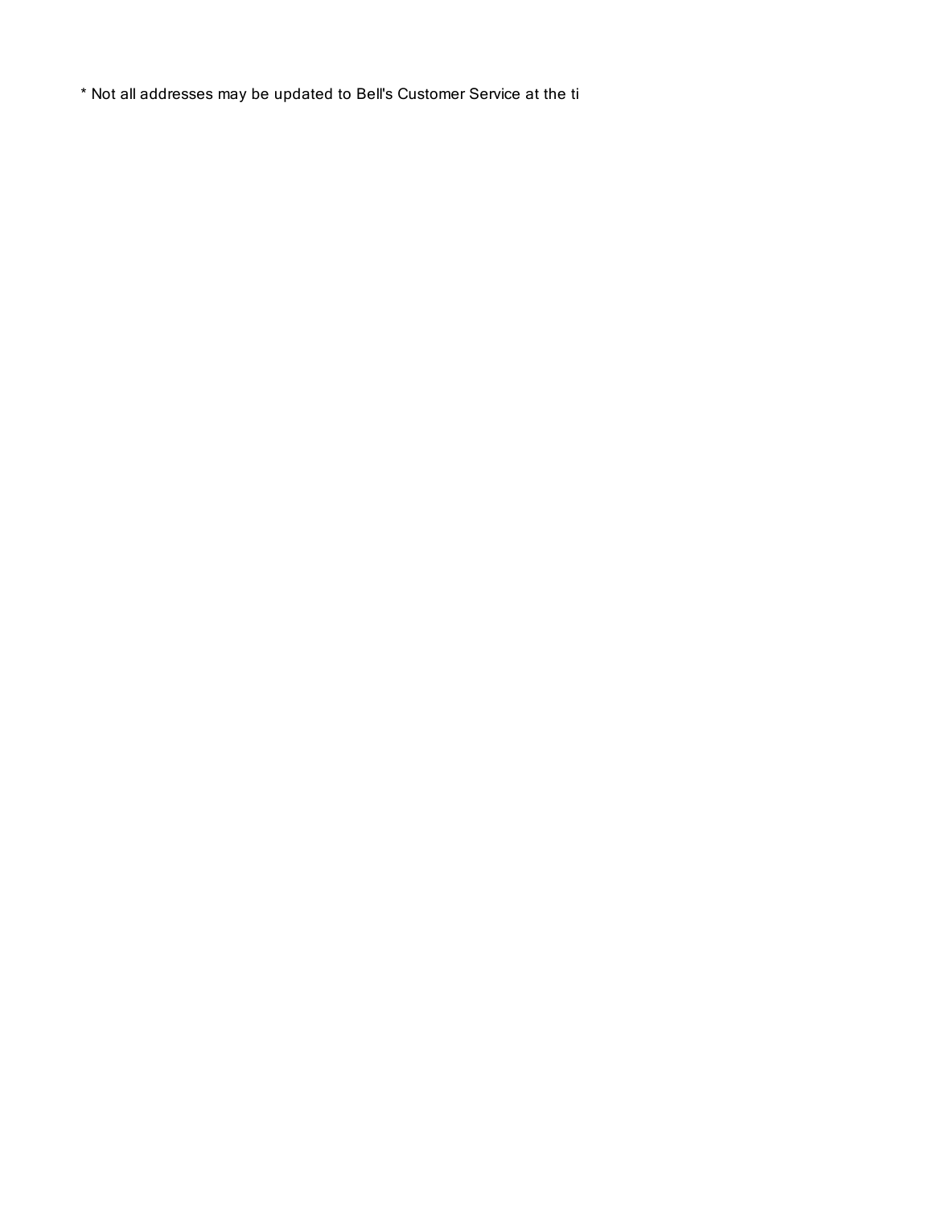* Not all addresses may be updated to Bell's Customer Service at the ti